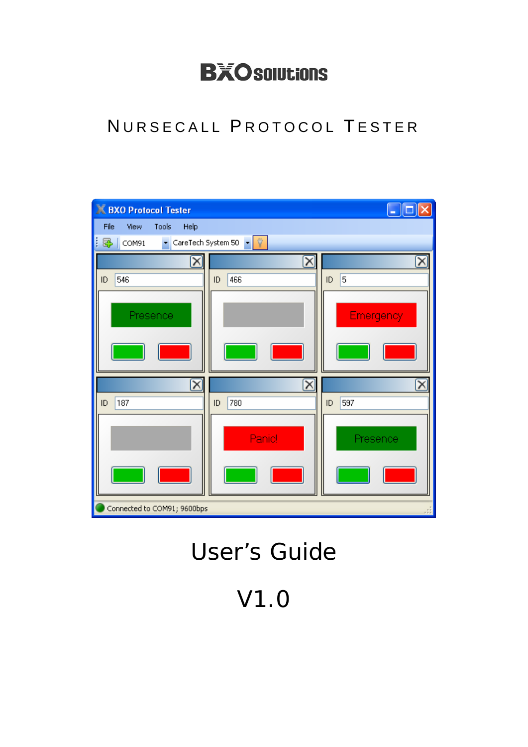BXO solutions

# Nursecall Protocol Tester

# User's Guide

V1.0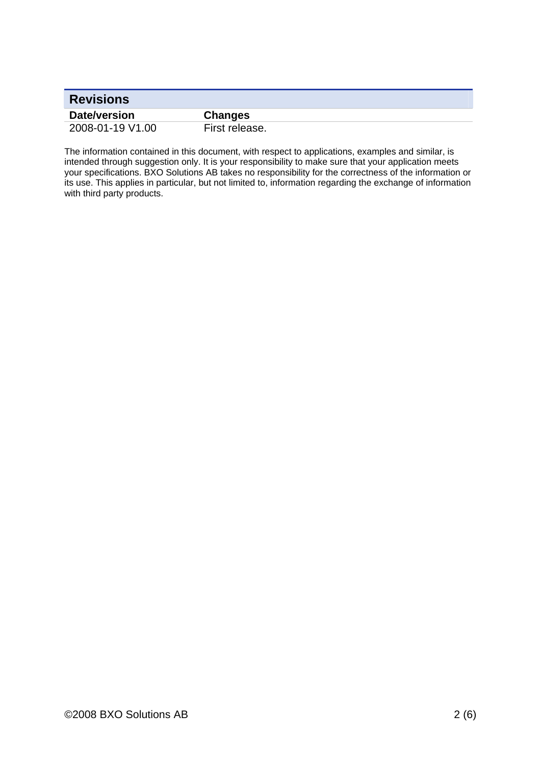## Revisions

| Date/version | Changes |
| --- | --- |
| 2008-01-19 V1.00 | First release. |

The information contained in this document, with respect to applications, examples and similar, is intended through suggestion only. It is your responsibility to make sure that your application meets your specifications. BXO Solutions AB takes no responsibility for the correctness of the information or its use. This applies in particular, but not limited to, information regarding the exchange of information with third party products.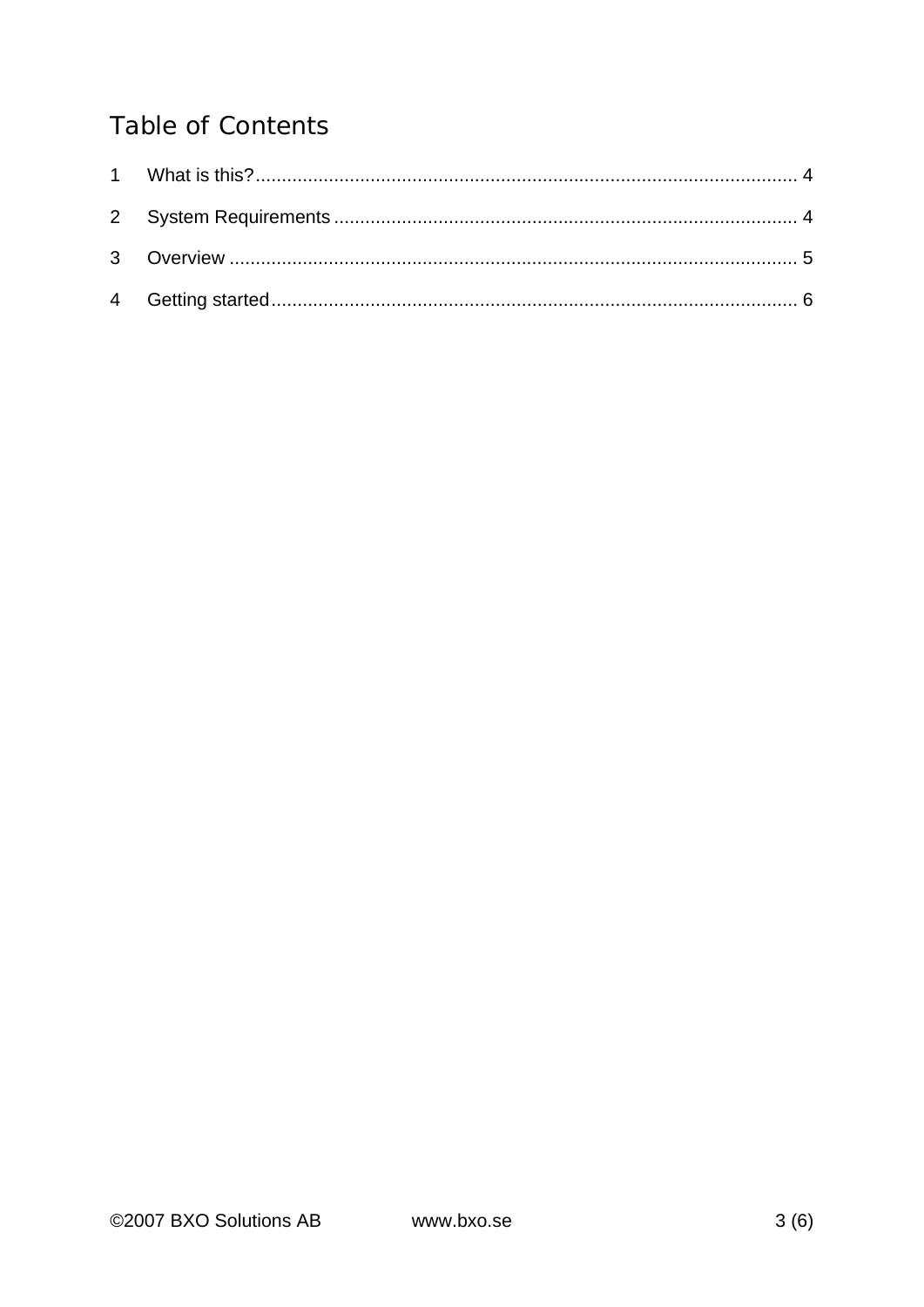# Table of Contents

1 What is this? ........................................................................................................ 4

2 System Requirements ........................................................................................ 4

3 Overview .............................................................................................................. 5

4 Getting started ...................................................................................................... 6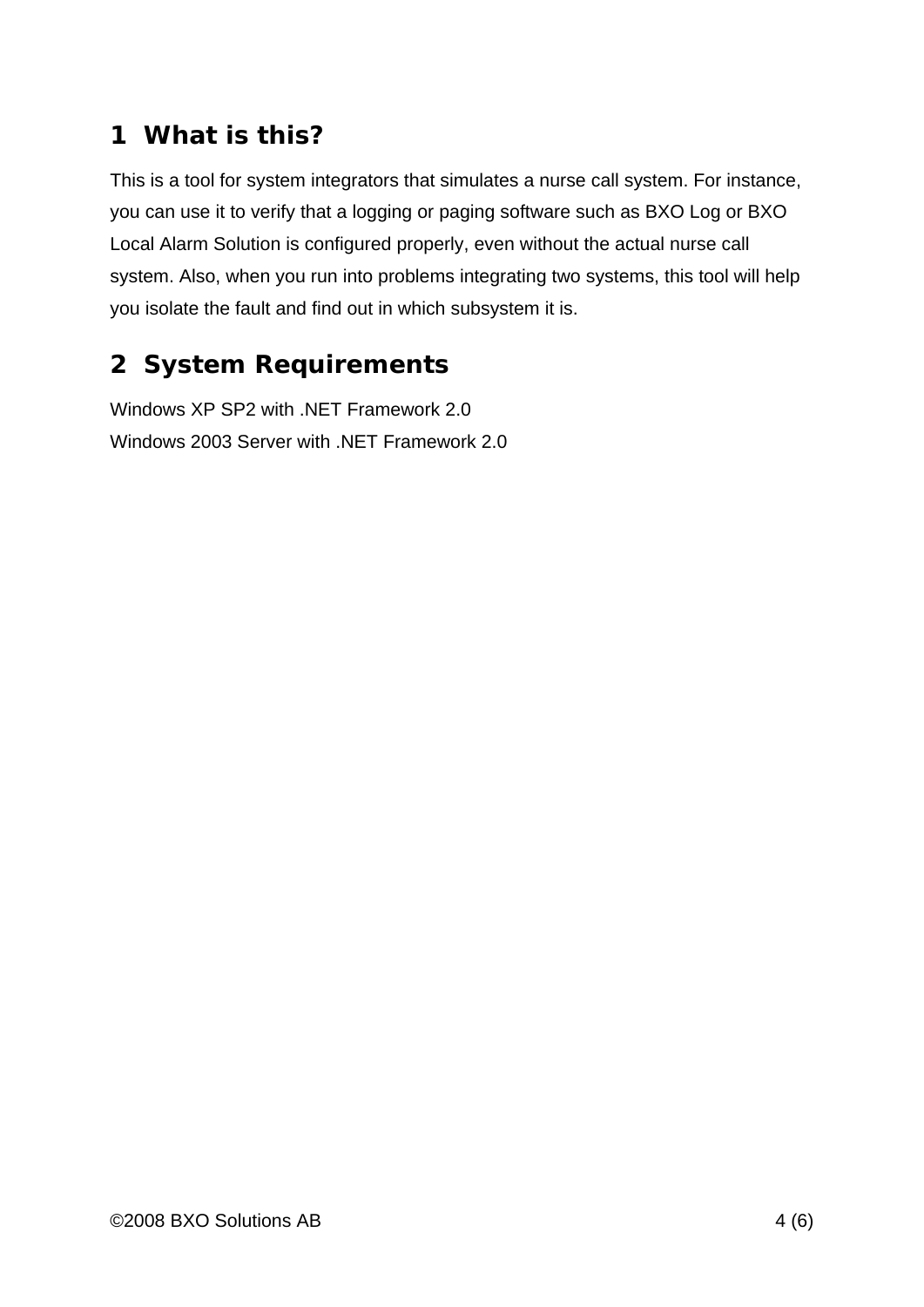# 1 What is this?

This is a tool for system integrators that simulates a nurse call system. For instance, you can use it to verify that a logging or paging software such as BXO Log or BXO Local Alarm Solution is configured properly, even without the actual nurse call system. Also, when you run into problems integrating two systems, this tool will help you isolate the fault and find out in which subsystem it is.

# 2 System Requirements

Windows XP SP2 with .NET Framework 2.0
Windows 2003 Server with .NET Framework 2.0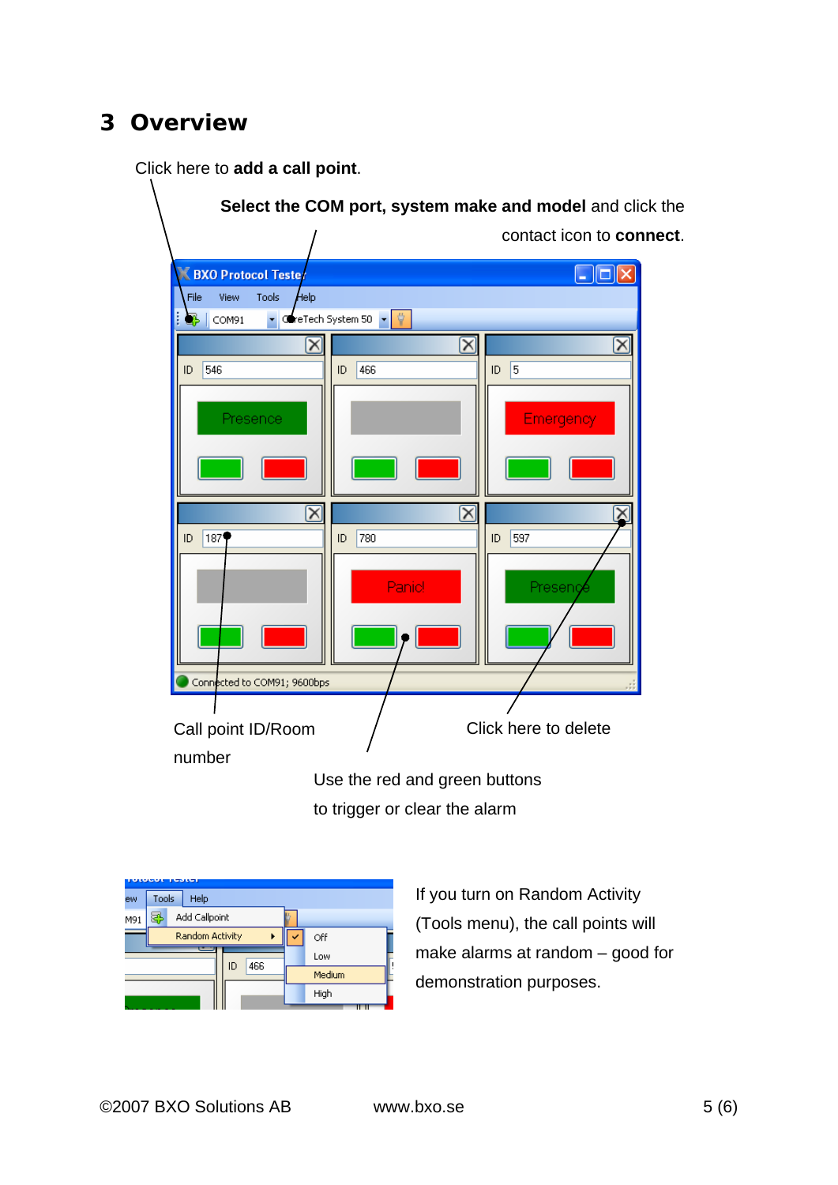# 3 Overview

Click here to **add a call point**.

**Select the COM port, system make and model** and click the contact icon to **connect**.

Call point ID/Room number

Click here to delete

Use the red and green buttons to trigger or clear the alarm

If you turn on Random Activity (Tools menu), the call points will make alarms at random – good for demonstration purposes.

©2007 BXO Solutions AB www.bxo.se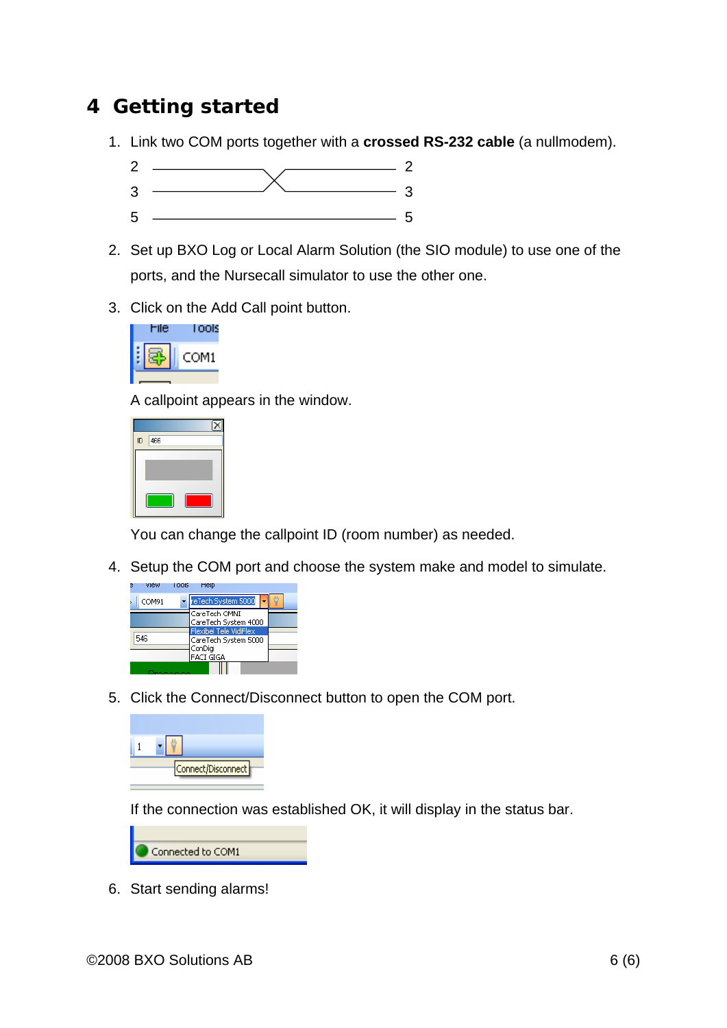# 4 Getting started

1. Link two COM ports together with a **crossed RS-232 cable** (a nullmodem).

   2 2
   3 3
   5 5

2. Set up BXO Log or Local Alarm Solution (the SIO module) to use one of the ports, and the Nursecall simulator to use the other one.

3. Click on the Add Call point button.

   A callpoint appears in the window.

   You can change the callpoint ID (room number) as needed.

4. Setup the COM port and choose the system make and model to simulate.

5. Click the Connect/Disconnect button to open the COM port.

   If the connection was established OK, it will display in the status bar.

6. Start sending alarms!

©2008 BXO Solutions AB